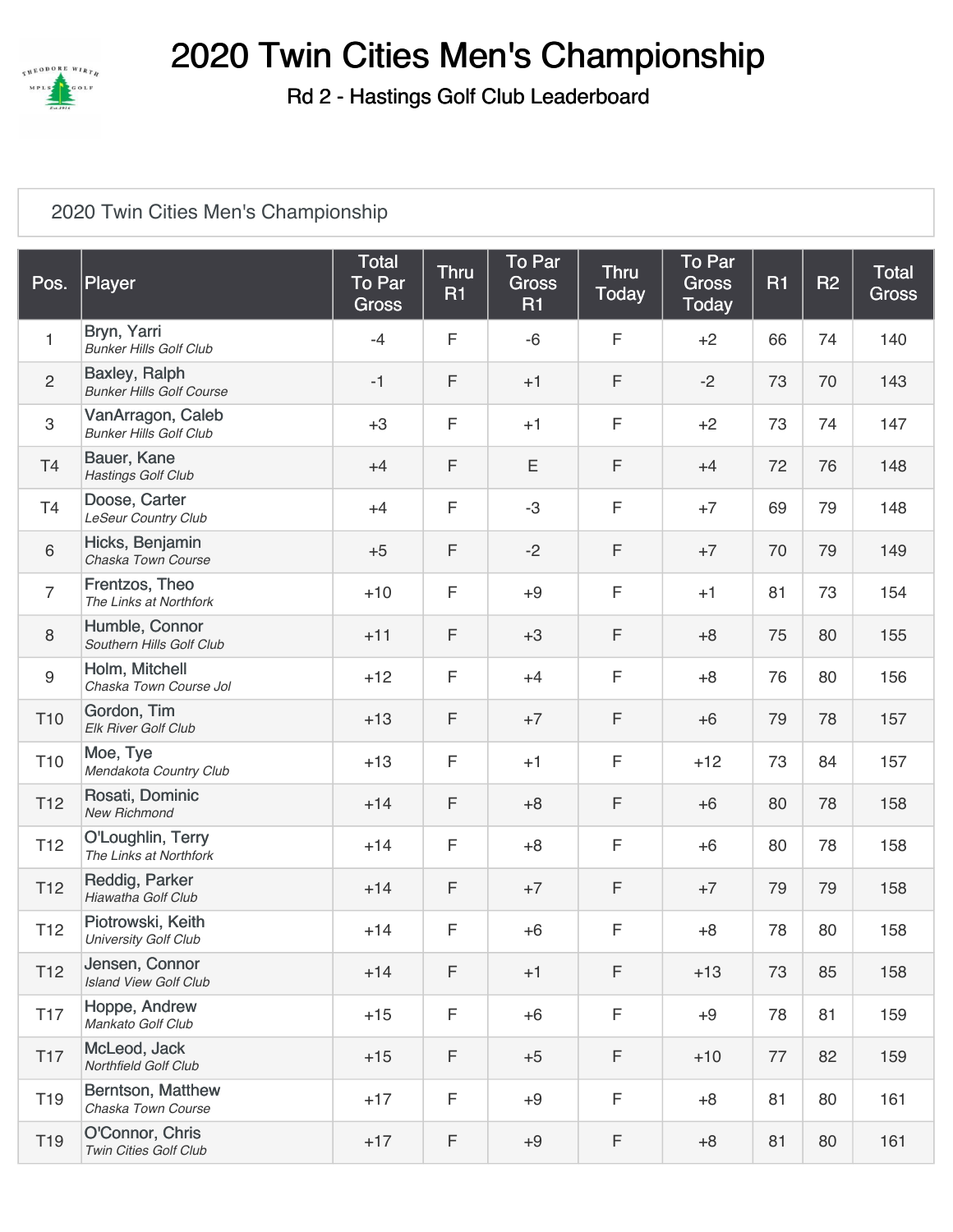# 2020 Twin Cities Men's Championship

## Rd 2 - Hastings Golf Club Leaderboard

2020 Twin Cities Men's Championship

| Pos. | Player | Total To Par Gross | Thru R1 | To Par Gross R1 | Thru Today | To Par Gross Today | R1 | R2 | Total Gross |
|---|---|---|---|---|---|---|---|---|---|
| 1 | Bryn, Yarri *Bunker Hills Golf Club* | -4 | F | -6 | F | +2 | 66 | 74 | 140 |
| 2 | Baxley, Ralph *Bunker Hills Golf Course* | -1 | F | +1 | F | -2 | 73 | 70 | 143 |
| 3 | VanArragon, Caleb *Bunker Hills Golf Club* | +3 | F | +1 | F | +2 | 73 | 74 | 147 |
| T4 | Bauer, Kane *Hastings Golf Club* | +4 | F | E | F | +4 | 72 | 76 | 148 |
| T4 | Doose, Carter *LeSeur Country Club* | +4 | F | -3 | F | +7 | 69 | 79 | 148 |
| 6 | Hicks, Benjamin *Chaska Town Course* | +5 | F | -2 | F | +7 | 70 | 79 | 149 |
| 7 | Frentzos, Theo *The Links at Northfork* | +10 | F | +9 | F | +1 | 81 | 73 | 154 |
| 8 | Humble, Connor *Southern Hills Golf Club* | +11 | F | +3 | F | +8 | 75 | 80 | 155 |
| 9 | Holm, Mitchell *Chaska Town Course Jol* | +12 | F | +4 | F | +8 | 76 | 80 | 156 |
| T10 | Gordon, Tim *Elk River Golf Club* | +13 | F | +7 | F | +6 | 79 | 78 | 157 |
| T10 | Moe, Tye *Mendakota Country Club* | +13 | F | +1 | F | +12 | 73 | 84 | 157 |
| T12 | Rosati, Dominic *New Richmond* | +14 | F | +8 | F | +6 | 80 | 78 | 158 |
| T12 | O'Loughlin, Terry *The Links at Northfork* | +14 | F | +8 | F | +6 | 80 | 78 | 158 |
| T12 | Reddig, Parker *Hiawatha Golf Club* | +14 | F | +7 | F | +7 | 79 | 79 | 158 |
| T12 | Piotrowski, Keith *University Golf Club* | +14 | F | +6 | F | +8 | 78 | 80 | 158 |
| T12 | Jensen, Connor *Island View Golf Club* | +14 | F | +1 | F | +13 | 73 | 85 | 158 |
| T17 | Hoppe, Andrew *Mankato Golf Club* | +15 | F | +6 | F | +9 | 78 | 81 | 159 |
| T17 | McLeod, Jack *Northfield Golf Club* | +15 | F | +5 | F | +10 | 77 | 82 | 159 |
| T19 | Berntson, Matthew *Chaska Town Course* | +17 | F | +9 | F | +8 | 81 | 80 | 161 |
| T19 | O'Connor, Chris *Twin Cities Golf Club* | +17 | F | +9 | F | +8 | 81 | 80 | 161 |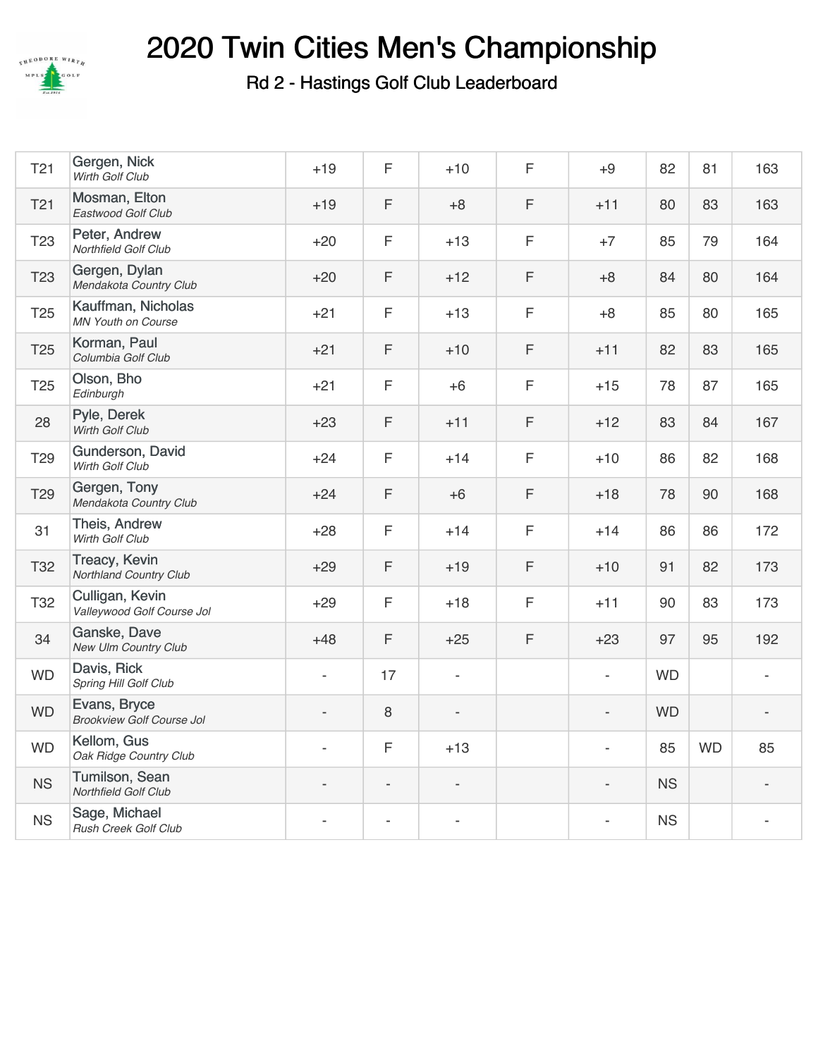# 2020 Twin Cities Men's Championship

## Rd 2 - Hastings Golf Club Leaderboard

| | | | | | | | | | |
|---|---|---|---|---|---|---|---|---|---|
| T21 | Gergen, Nick *Wirth Golf Club* | +19 | F | +10 | F | +9 | 82 | 81 | 163 |
| T21 | Mosman, Elton *Eastwood Golf Club* | +19 | F | +8 | F | +11 | 80 | 83 | 163 |
| T23 | Peter, Andrew *Northfield Golf Club* | +20 | F | +13 | F | +7 | 85 | 79 | 164 |
| T23 | Gergen, Dylan *Mendakota Country Club* | +20 | F | +12 | F | +8 | 84 | 80 | 164 |
| T25 | Kauffman, Nicholas *MN Youth on Course* | +21 | F | +13 | F | +8 | 85 | 80 | 165 |
| T25 | Korman, Paul *Columbia Golf Club* | +21 | F | +10 | F | +11 | 82 | 83 | 165 |
| T25 | Olson, Bho *Edinburgh* | +21 | F | +6 | F | +15 | 78 | 87 | 165 |
| 28 | Pyle, Derek *Wirth Golf Club* | +23 | F | +11 | F | +12 | 83 | 84 | 167 |
| T29 | Gunderson, David *Wirth Golf Club* | +24 | F | +14 | F | +10 | 86 | 82 | 168 |
| T29 | Gergen, Tony *Mendakota Country Club* | +24 | F | +6 | F | +18 | 78 | 90 | 168 |
| 31 | Theis, Andrew *Wirth Golf Club* | +28 | F | +14 | F | +14 | 86 | 86 | 172 |
| T32 | Treacy, Kevin *Northland Country Club* | +29 | F | +19 | F | +10 | 91 | 82 | 173 |
| T32 | Culligan, Kevin *Valleywood Golf Course Jol* | +29 | F | +18 | F | +11 | 90 | 83 | 173 |
| 34 | Ganske, Dave *New Ulm Country Club* | +48 | F | +25 | F | +23 | 97 | 95 | 192 |
| WD | Davis, Rick *Spring Hill Golf Club* | - | 17 | - | | - | WD | | - |
| WD | Evans, Bryce *Brookview Golf Course Jol* | - | 8 | - | | - | WD | | - |
| WD | Kellom, Gus *Oak Ridge Country Club* | - | F | +13 | | - | 85 | WD | 85 |
| NS | Tumilson, Sean *Northfield Golf Club* | - | - | - | | - | NS | | - |
| NS | Sage, Michael *Rush Creek Golf Club* | - | - | - | | - | NS | | - |